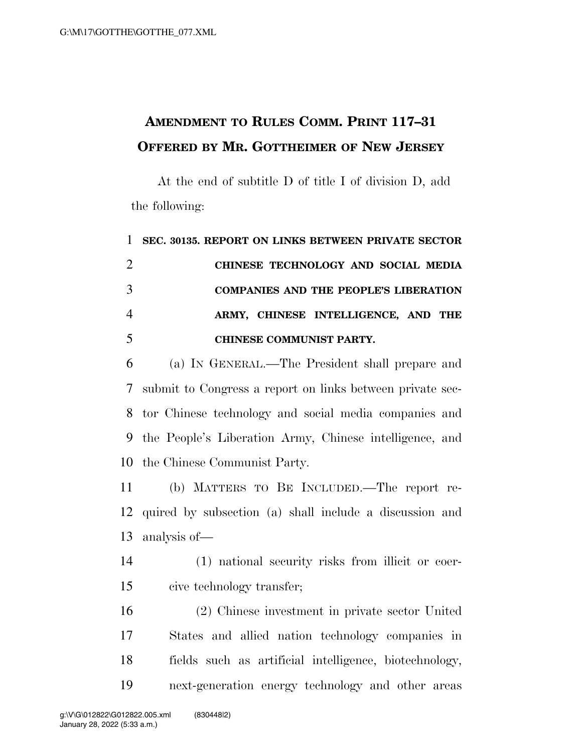# Amendment to Rules Comm. Print 117–31 Offered by Mr. Gottheimer of New Jersey

At the end of subtitle D of title I of division D, add the following:

**SEC. 30135. REPORT ON LINKS BETWEEN PRIVATE SECTOR CHINESE TECHNOLOGY AND SOCIAL MEDIA COMPANIES AND THE PEOPLE'S LIBERATION ARMY, CHINESE INTELLIGENCE, AND THE CHINESE COMMUNIST PARTY.**

(a) IN GENERAL.—The President shall prepare and submit to Congress a report on links between private sector Chinese technology and social media companies and the People's Liberation Army, Chinese intelligence, and the Chinese Communist Party.

(b) MATTERS TO BE INCLUDED.—The report required by subsection (a) shall include a discussion and analysis of—

(1) national security risks from illicit or coercive technology transfer;

(2) Chinese investment in private sector United States and allied nation technology companies in fields such as artificial intelligence, biotechnology, next-generation energy technology and other areas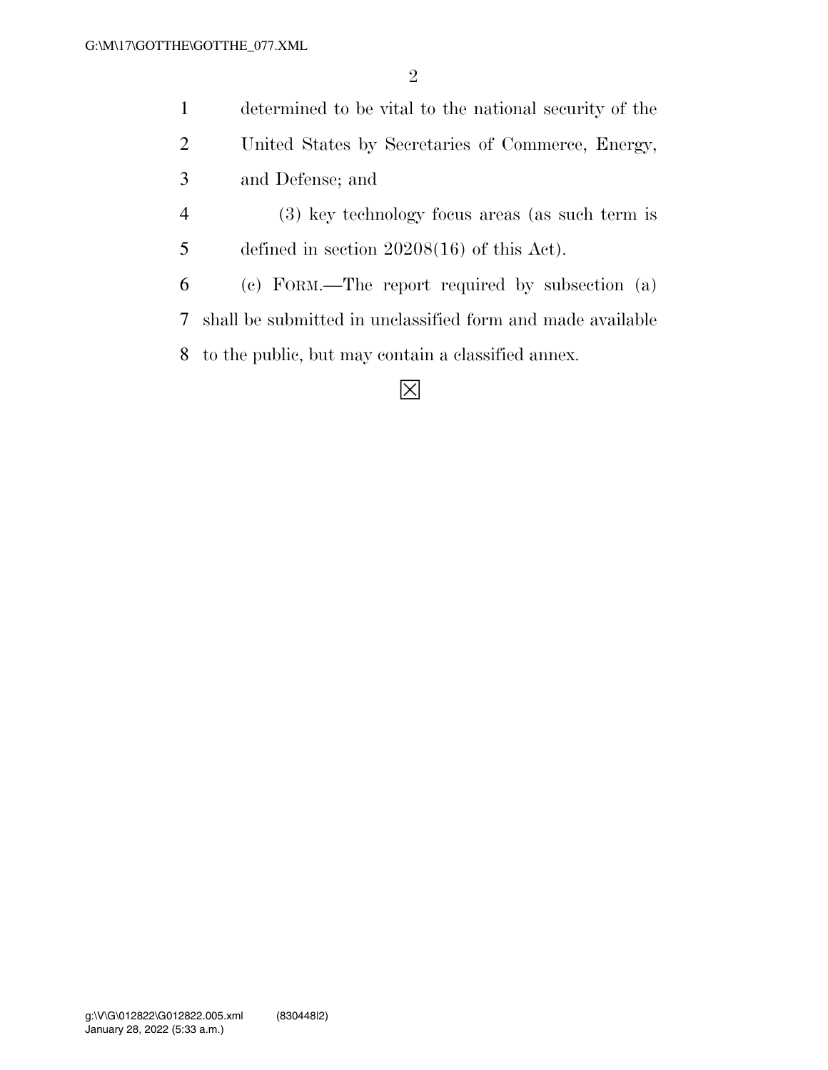determined to be vital to the national security of the United States by Secretaries of Commerce, Energy, and Defense; and

(3) key technology focus areas (as such term is defined in section 20208(16) of this Act).

(c) FORM.—The report required by subsection (a) shall be submitted in unclassified form and made available to the public, but may contain a classified annex.